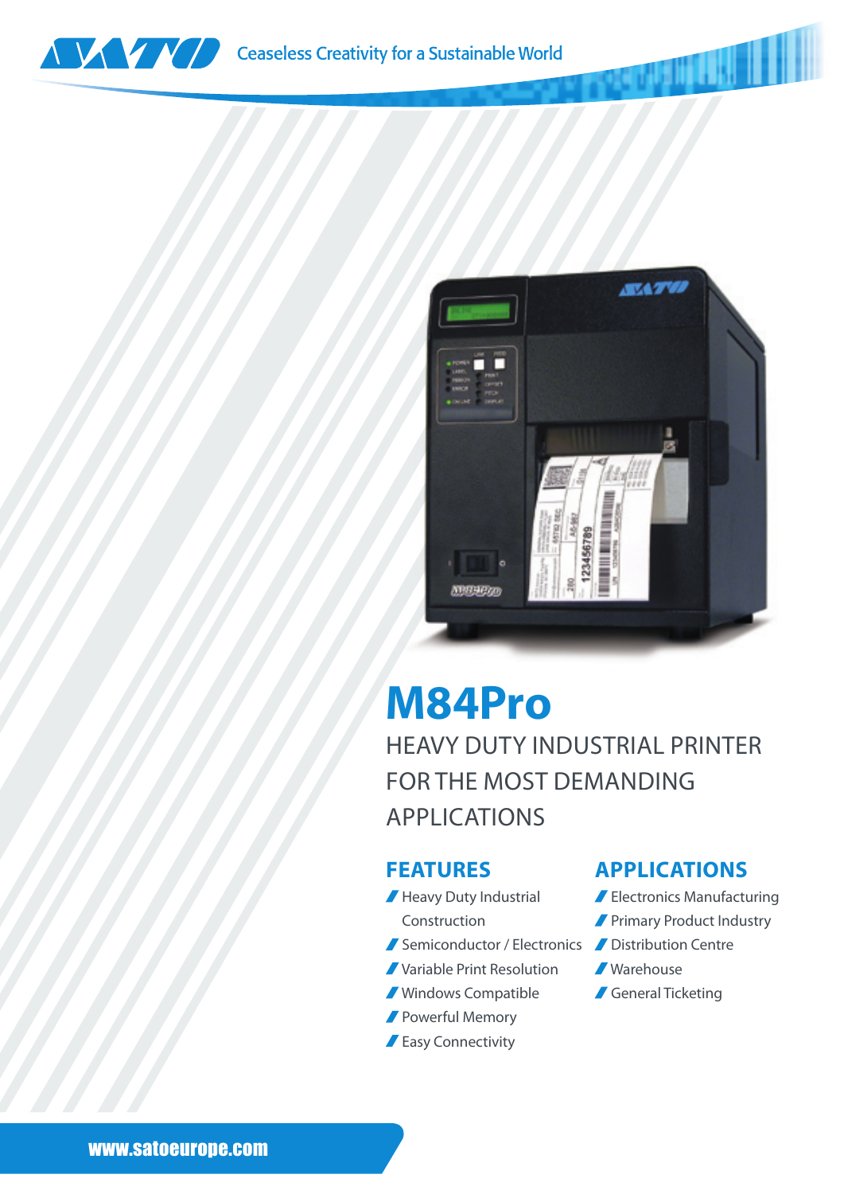SATO Ceaseless Creativity for a Sustainable World

# M84Pro

HEAVY DUTY INDUSTRIAL PRINTER FOR THE MOST DEMANDING APPLICATIONS

## FEATURES

- Heavy Duty Industrial Construction
- Semiconductor / Electronics
- Variable Print Resolution
- Windows Compatible
- Powerful Memory
- Easy Connectivity

## APPLICATIONS

- Electronics Manufacturing
- Primary Product Industry
- Distribution Centre
- Warehouse
- General Ticketing

www.satoeurope.com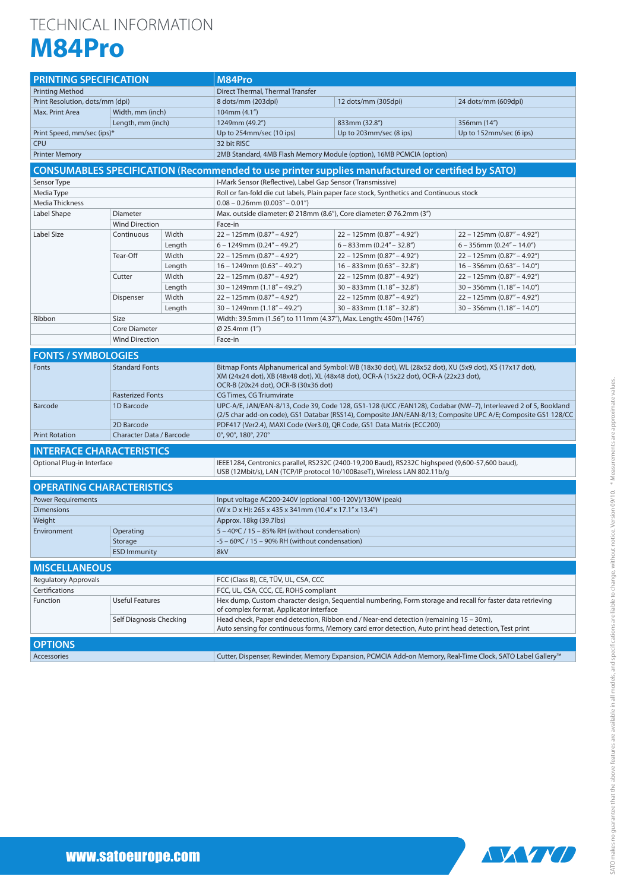TECHNICAL INFORMATION

# M84Pro

| PRINTING SPECIFICATION | | | M84Pro | | |
|---|---|---|---|---|---|
| Printing Method | | | Direct Thermal, Thermal Transfer | | |
| Print Resolution, dots/mm (dpi) | | | 8 dots/mm (203dpi) | 12 dots/mm (305dpi) | 24 dots/mm (609dpi) |
| Max. Print Area | Width, mm (inch) | | 104mm (4.1") | | |
| | Length, mm (inch) | | 1249mm (49.2") | 833mm (32.8") | 356mm (14") |
| Print Speed, mm/sec (ips)* | | | Up to 254mm/sec (10 ips) | Up to 203mm/sec (8 ips) | Up to 152mm/sec (6 ips) |
| CPU | | | 32 bit RISC | | |
| Printer Memory | | | 2MB Standard, 4MB Flash Memory Module (option), 16MB PCMCIA (option) | | |

| CONSUMABLES SPECIFICATION (Recommended to use printer supplies manufactured or certified by SATO) | | | | | |
|---|---|---|---|---|---|
| Sensor Type | | | I-Mark Sensor (Reflective), Label Gap Sensor (Transmissive) | | |
| Media Type | | | Roll or fan-fold die cut labels, Plain paper face stock, Synthetics and Continuous stock | | |
| Media Thickness | | | 0.08 – 0.26mm (0.003" – 0.01") | | |
| Label Shape | Diameter | | Max. outside diameter: Ø 218mm (8.6"), Core diameter: Ø 76.2mm (3") | | |
| | Wind Direction | | Face-in | | |
| Label Size | Continuous | Width | 22 – 125mm (0.87" – 4.92") | 22 – 125mm (0.87" – 4.92") | 22 – 125mm (0.87" – 4.92") |
| | | Length | 6 – 1249mm (0.24" – 49.2") | 6 – 833mm (0.24" – 32.8") | 6 – 356mm (0.24" – 14.0") |
| | Tear-Off | Width | 22 – 125mm (0.87" – 4.92") | 22 – 125mm (0.87" – 4.92") | 22 – 125mm (0.87" – 4.92") |
| | | Length | 16 – 1249mm (0.63" – 49.2") | 16 – 833mm (0.63" – 32.8") | 16 – 356mm (0.63" – 14.0") |
| | Cutter | Width | 22 – 125mm (0.87" – 4.92") | 22 – 125mm (0.87" – 4.92") | 22 – 125mm (0.87" – 4.92") |
| | | Length | 30 – 1249mm (1.18" – 49.2") | 30 – 833mm (1.18" – 32.8") | 30 – 356mm (1.18" – 14.0") |
| | Dispenser | Width | 22 – 125mm (0.87" – 4.92") | 22 – 125mm (0.87" – 4.92") | 22 – 125mm (0.87" – 4.92") |
| | | Length | 30 – 1249mm (1.18" – 49.2") | 30 – 833mm (1.18" – 32.8") | 30 – 356mm (1.18" – 14.0") |
| Ribbon | Size | | Width: 39.5mm (1.56") to 111mm (4.37"), Max. Length: 450m (1476') | | |
| | Core Diameter | | Ø 25.4mm (1") | | |
| | Wind Direction | | Face-in | | |

| FONTS / SYMBOLOGIES | | |
|---|---|---|
| Fonts | Standard Fonts | Bitmap Fonts Alphanumerical and Symbol: WB (18x30 dot), WL (28x52 dot), XU (5x9 dot), XS (17x17 dot), XM (24x24 dot), XB (48x48 dot), XL (48x48 dot), OCR-A (15x22 dot), OCR-A (22x23 dot), OCR-B (20x24 dot), OCR-B (30x36 dot) |
| | Rasterized Fonts | CG Times, CG Triumvirate |
| Barcode | 1D Barcode | UPC-A/E, JAN/EAN-8/13, Code 39, Code 128, GS1-128 (UCC /EAN128), Codabar (NW–7), Interleaved 2 of 5, Bookland (2/5 char add-on code), GS1 Databar (RSS14), Composite JAN/EAN-8/13; Composite UPC A/E; Composite GS1 128/CC |
| | 2D Barcode | PDF417 (Ver2.4), MAXI Code (Ver3.0), QR Code, GS1 Data Matrix (ECC200) |
| Print Rotation | Character Data / Barcode | 0°, 90°, 180°, 270° |

| INTERFACE CHARACTERISTICS | |
|---|---|
| Optional Plug-in Interface | IEEE1284, Centronics parallel, RS232C (2400-19,200 Baud), RS232C highspeed (9,600-57,600 baud), USB (12Mbit/s), LAN (TCP/IP protocol 10/100BaseT), Wireless LAN 802.11b/g |

| OPERATING CHARACTERISTICS | | |
|---|---|---|
| Power Requirements | | Input voltage AC200-240V (optional 100-120V)/130W (peak) |
| Dimensions | | (W x D x H): 265 x 435 x 341mm (10.4" x 17.1" x 13.4") |
| Weight | | Approx. 18kg (39.7lbs) |
| Environment | Operating | 5 – 40ºC / 15 – 85% RH (without condensation) |
| | Storage | -5 – 60ºC / 15 – 90% RH (without condensation) |
| | ESD Immunity | 8kV |

| MISCELLANEOUS | | |
|---|---|---|
| Regulatory Approvals | | FCC (Class B), CE, TÜV, UL, CSA, CCC |
| Certifications | | FCC, UL, CSA, CCC, CE, ROHS compliant |
| Function | Useful Features | Hex dump, Custom character design, Sequential numbering, Form storage and recall for faster data retrieving of complex format, Applicator interface |
| | Self Diagnosis Checking | Head check, Paper end detection, Ribbon end / Near-end detection (remaining 15 – 30m), Auto sensing for continuous forms, Memory card error detection, Auto print head detection, Test print |

| OPTIONS | |
|---|---|
| Accessories | Cutter, Dispenser, Rewinder, Memory Expansion, PCMCIA Add-on Memory, Real-Time Clock, SATO Label Gallery™ |

SATO makes no guarantee that the above features are available in all models, and specifications are liable to change, without notice. Version 09/10. * Measurements are approximate values.

www.satoeurope.com

SATO